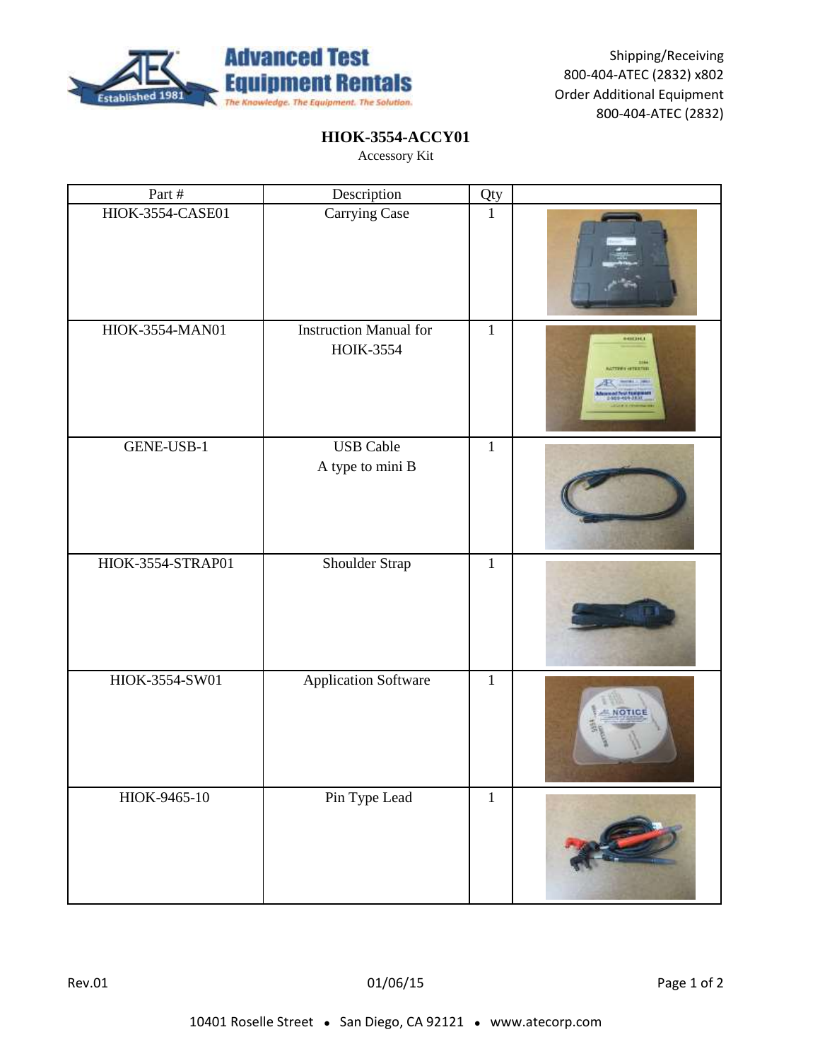Shipping/Receiving
800-404-ATEC (2832) x802
Order Additional Equipment
800-404-ATEC (2832)

# HIOK-3554-ACCY01

Accessory Kit

| Part # | Description | Qty | |
|---|---|---|---|
| HIOK-3554-CASE01 | Carrying Case | 1 | |
| HIOK-3554-MAN01 | Instruction Manual for HOIK-3554 | 1 | |
| GENE-USB-1 | USB Cable A type to mini B | 1 | |
| HIOK-3554-STRAP01 | Shoulder Strap | 1 | |
| HIOK-3554-SW01 | Application Software | 1 | |
| HIOK-9465-10 | Pin Type Lead | 1 | |

Rev.01 01/06/15

10401 Roselle Street • San Diego, CA 92121 • www.atecorp.com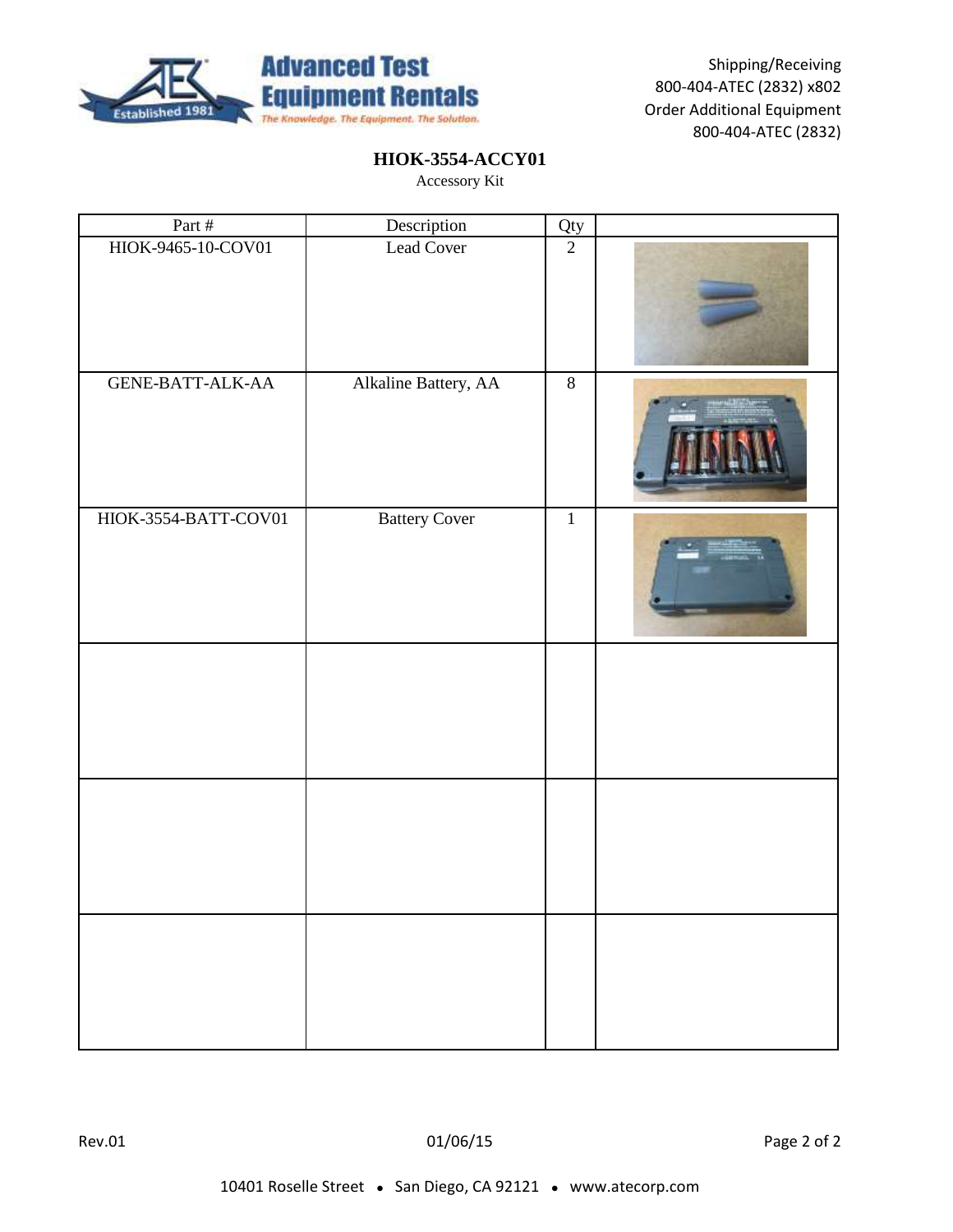Shipping/Receiving
800-404-ATEC (2832) x802
Order Additional Equipment
800-404-ATEC (2832)

# HIOK-3554-ACCY01

Accessory Kit

| Part # | Description | Qty | |
|---|---|---|---|
| HIOK-9465-10-COV01 | Lead Cover | 2 | |
| GENE-BATT-ALK-AA | Alkaline Battery, AA | 8 | |
| HIOK-3554-BATT-COV01 | Battery Cover | 1 | |
| | | | |
| | | | |
| | | | |

Rev.01 01/06/15

10401 Roselle Street • San Diego, CA 92121 • www.atecorp.com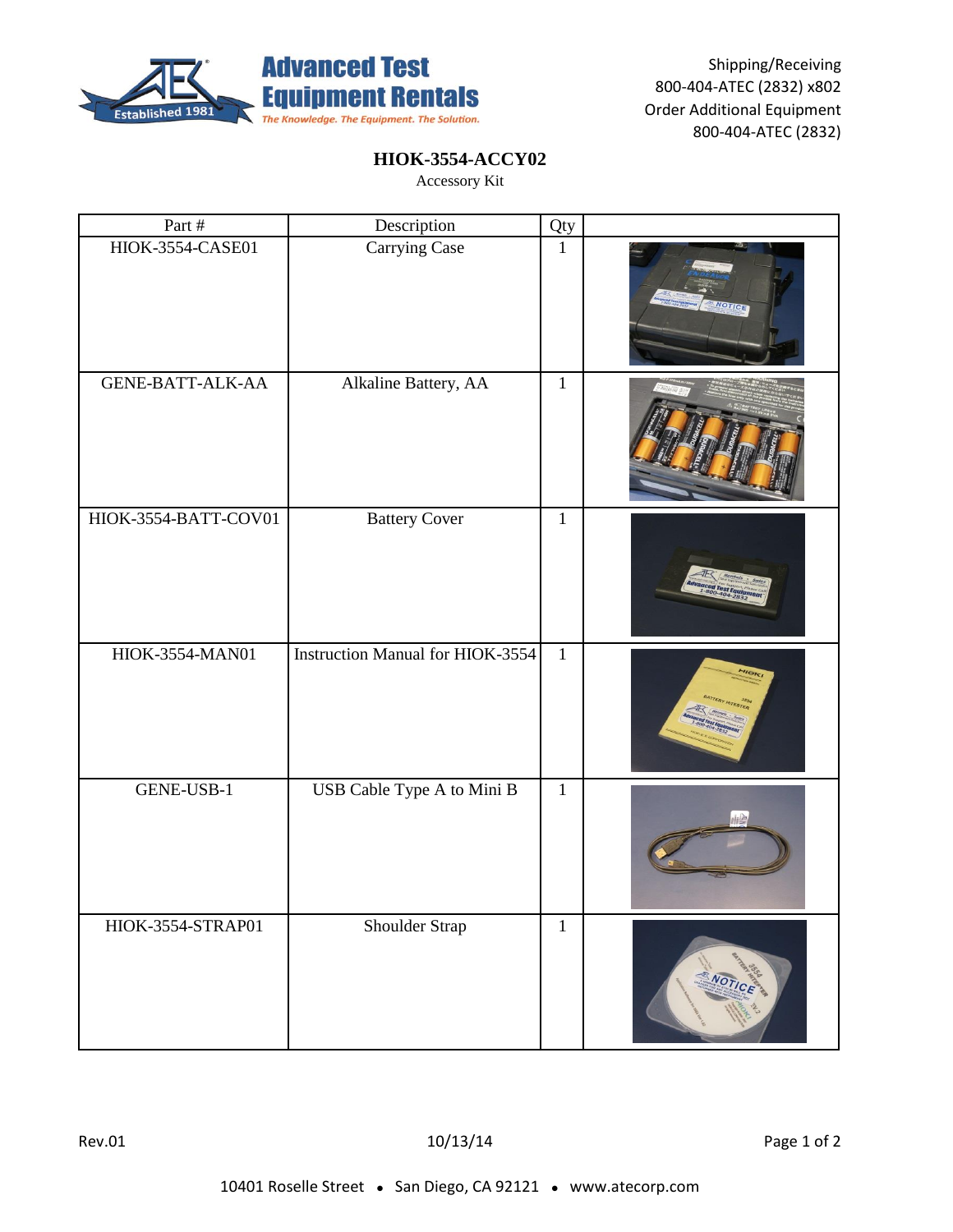**Advanced Test Equipment Rentals**
*The Knowledge. The Equipment. The Solution.*

Shipping/Receiving
800-404-ATEC (2832) x802
Order Additional Equipment
800-404-ATEC (2832)

# HIOK-3554-ACCY02

Accessory Kit

| Part # | Description | Qty | |
|---|---|---|---|
| HIOK-3554-CASE01 | Carrying Case | 1 | |
| GENE-BATT-ALK-AA | Alkaline Battery, AA | 1 | |
| HIOK-3554-BATT-COV01 | Battery Cover | 1 | |
| HIOK-3554-MAN01 | Instruction Manual for HIOK-3554 | 1 | |
| GENE-USB-1 | USB Cable Type A to Mini B | 1 | |
| HIOK-3554-STRAP01 | Shoulder Strap | 1 | |

Rev.01 10/13/14

10401 Roselle Street • San Diego, CA 92121 • www.atecorp.com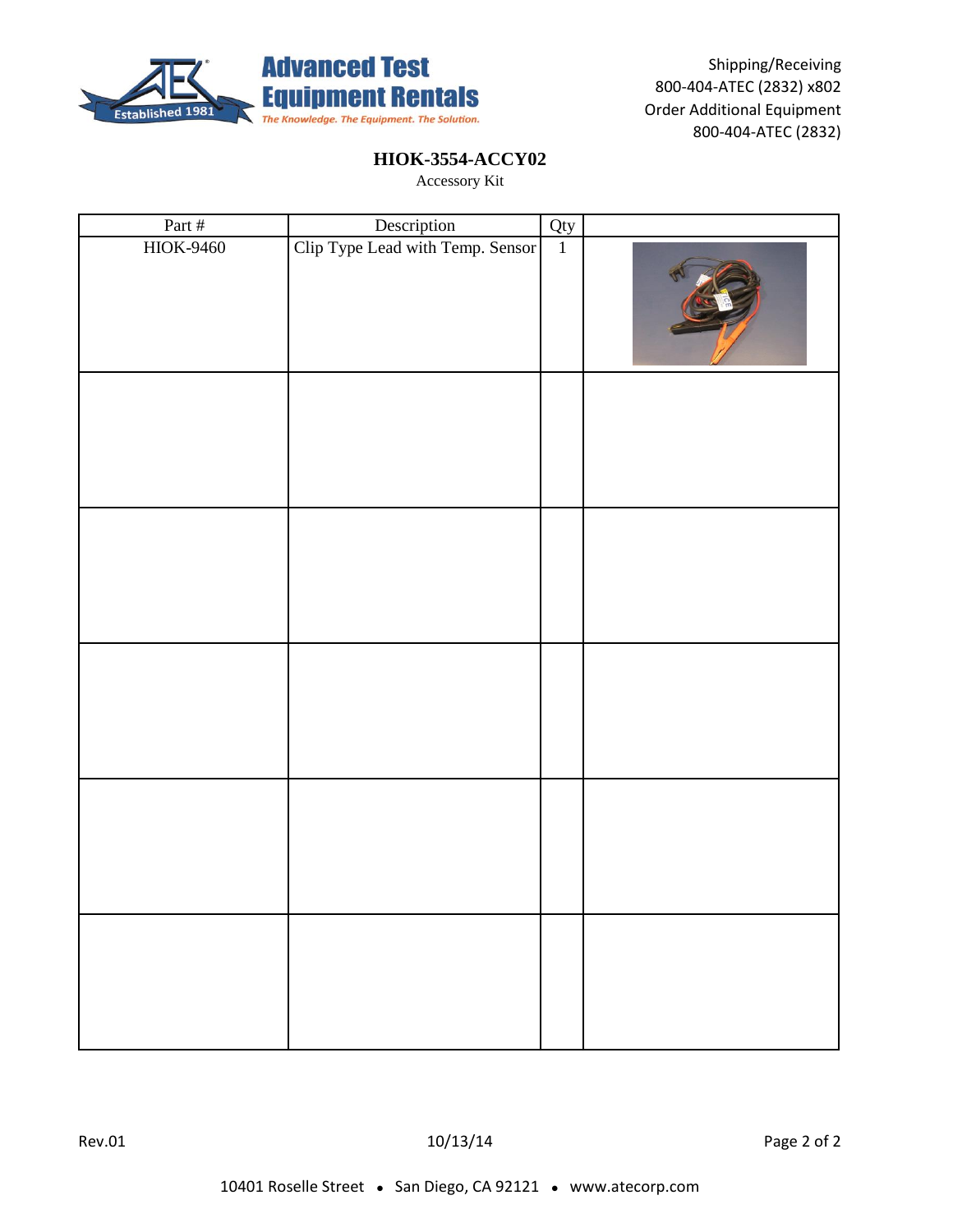Shipping/Receiving
800-404-ATEC (2832) x802
Order Additional Equipment
800-404-ATEC (2832)

# HIOK-3554-ACCY02

Accessory Kit

| Part # | Description | Qty | |
|---|---|---|---|
| HIOK-9460 | Clip Type Lead with Temp. Sensor | 1 | |
| | | | |
| | | | |
| | | | |
| | | | |
| | | | |

Rev.01 10/13/14

10401 Roselle Street • San Diego, CA 92121 • www.atecorp.com